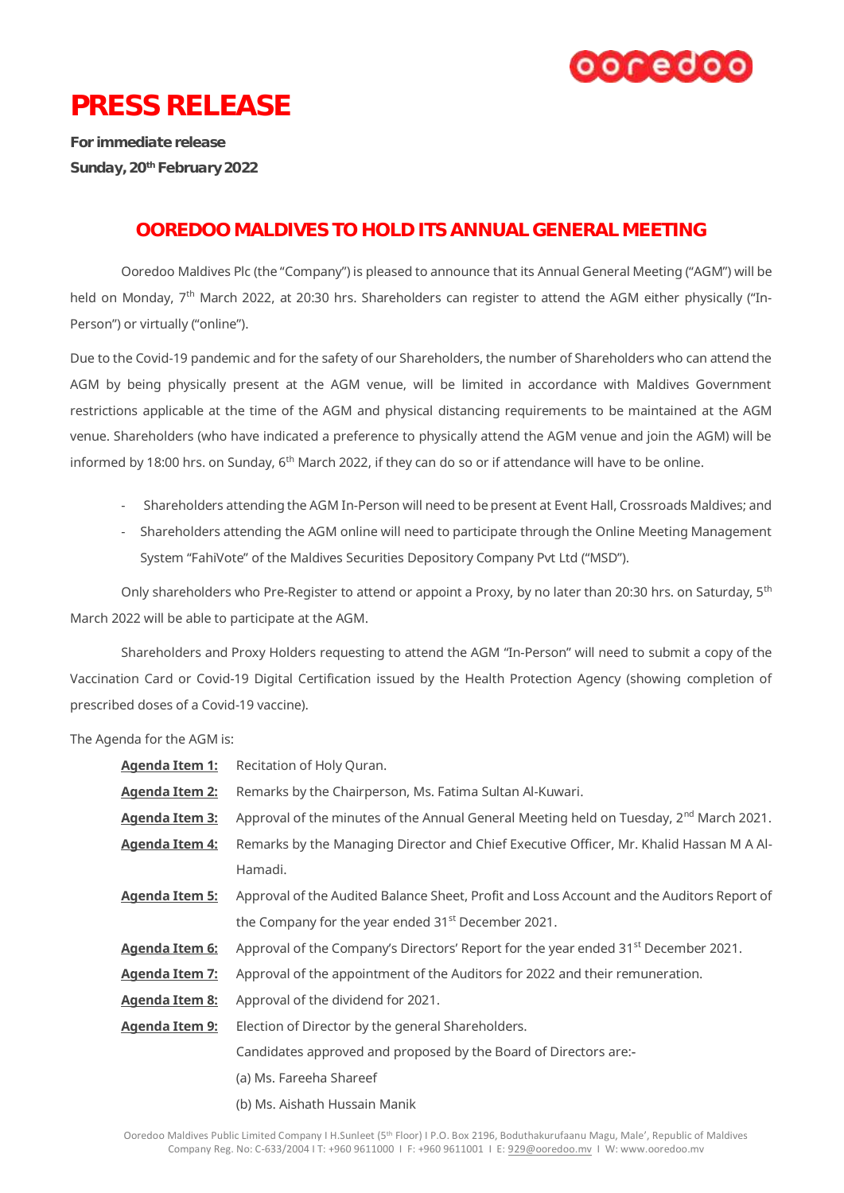# PRESS RELEASE

**For immediate release**
**Sunday, 20th February 2022**

## OOREDOO MALDIVES TO HOLD ITS ANNUAL GENERAL MEETING

Ooredoo Maldives Plc (the "Company") is pleased to announce that its Annual General Meeting ("AGM") will be held on Monday, 7th March 2022, at 20:30 hrs. Shareholders can register to attend the AGM either physically ("In-Person") or virtually ("online").

Due to the Covid-19 pandemic and for the safety of our Shareholders, the number of Shareholders who can attend the AGM by being physically present at the AGM venue, will be limited in accordance with Maldives Government restrictions applicable at the time of the AGM and physical distancing requirements to be maintained at the AGM venue. Shareholders (who have indicated a preference to physically attend the AGM venue and join the AGM) will be informed by 18:00 hrs. on Sunday, 6th March 2022, if they can do so or if attendance will have to be online.

- Shareholders attending the AGM In-Person will need to be present at Event Hall, Crossroads Maldives; and
- Shareholders attending the AGM online will need to participate through the Online Meeting Management System "FahiVote" of the Maldives Securities Depository Company Pvt Ltd ("MSD").

Only shareholders who Pre-Register to attend or appoint a Proxy, by no later than 20:30 hrs. on Saturday, 5th March 2022 will be able to participate at the AGM.

Shareholders and Proxy Holders requesting to attend the AGM "In-Person" will need to submit a copy of the Vaccination Card or Covid-19 Digital Certification issued by the Health Protection Agency (showing completion of prescribed doses of a Covid-19 vaccine).

The Agenda for the AGM is:

**Agenda Item 1:** Recitation of Holy Quran.

**Agenda Item 2:** Remarks by the Chairperson, Ms. Fatima Sultan Al-Kuwari.

**Agenda Item 3:** Approval of the minutes of the Annual General Meeting held on Tuesday, 2nd March 2021.

**Agenda Item 4:** Remarks by the Managing Director and Chief Executive Officer, Mr. Khalid Hassan M A Al-Hamadi.

**Agenda Item 5:** Approval of the Audited Balance Sheet, Profit and Loss Account and the Auditors Report of the Company for the year ended 31st December 2021.

**Agenda Item 6:** Approval of the Company's Directors' Report for the year ended 31st December 2021.

**Agenda Item 7:** Approval of the appointment of the Auditors for 2022 and their remuneration.

**Agenda Item 8:** Approval of the dividend for 2021.

**Agenda Item 9:** Election of Director by the general Shareholders.

Candidates approved and proposed by the Board of Directors are:-

(a) Ms. Fareeha Shareef

(b) Ms. Aishath Hussain Manik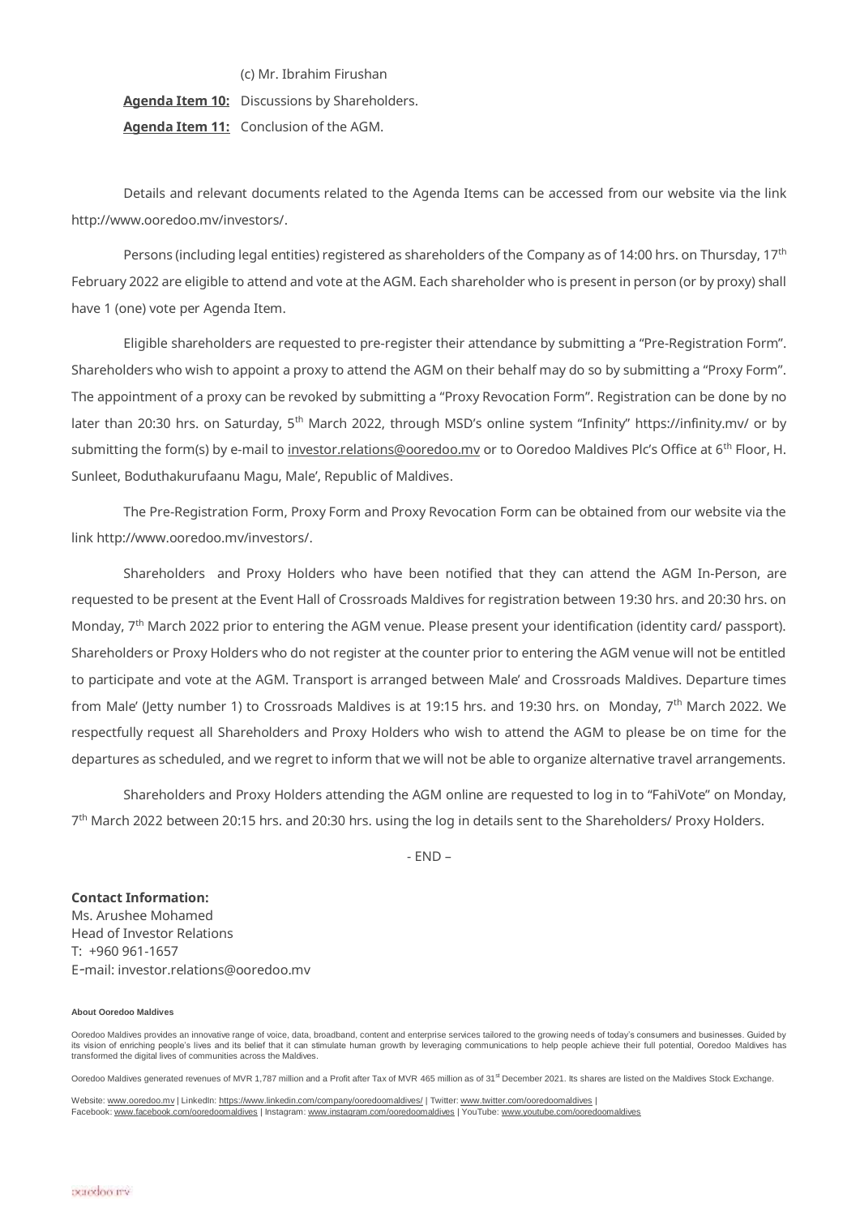(c) Mr. Ibrahim Firushan

**Agenda Item 10:** Discussions by Shareholders.

**Agenda Item 11:** Conclusion of the AGM.

Details and relevant documents related to the Agenda Items can be accessed from our website via the link http://www.ooredoo.mv/investors/.

Persons (including legal entities) registered as shareholders of the Company as of 14:00 hrs. on Thursday, 17th February 2022 are eligible to attend and vote at the AGM. Each shareholder who is present in person (or by proxy) shall have 1 (one) vote per Agenda Item.

Eligible shareholders are requested to pre-register their attendance by submitting a "Pre-Registration Form". Shareholders who wish to appoint a proxy to attend the AGM on their behalf may do so by submitting a "Proxy Form". The appointment of a proxy can be revoked by submitting a "Proxy Revocation Form". Registration can be done by no later than 20:30 hrs. on Saturday, 5th March 2022, through MSD's online system "Infinity" https://infinity.mv/ or by submitting the form(s) by e-mail to investor.relations@ooredoo.mv or to Ooredoo Maldives Plc's Office at 6th Floor, H. Sunleet, Boduthakurufaanu Magu, Male', Republic of Maldives.

The Pre-Registration Form, Proxy Form and Proxy Revocation Form can be obtained from our website via the link http://www.ooredoo.mv/investors/.

Shareholders and Proxy Holders who have been notified that they can attend the AGM In-Person, are requested to be present at the Event Hall of Crossroads Maldives for registration between 19:30 hrs. and 20:30 hrs. on Monday, 7th March 2022 prior to entering the AGM venue. Please present your identification (identity card/ passport). Shareholders or Proxy Holders who do not register at the counter prior to entering the AGM venue will not be entitled to participate and vote at the AGM. Transport is arranged between Male' and Crossroads Maldives. Departure times from Male' (Jetty number 1) to Crossroads Maldives is at 19:15 hrs. and 19:30 hrs. on Monday, 7th March 2022. We respectfully request all Shareholders and Proxy Holders who wish to attend the AGM to please be on time for the departures as scheduled, and we regret to inform that we will not be able to organize alternative travel arrangements.

Shareholders and Proxy Holders attending the AGM online are requested to log in to "FahiVote" on Monday, 7th March 2022 between 20:15 hrs. and 20:30 hrs. using the log in details sent to the Shareholders/ Proxy Holders.

- END –

**Contact Information:**
Ms. Arushee Mohamed
Head of Investor Relations
T: +960 961-1657
E-mail: investor.relations@ooredoo.mv

**About Ooredoo Maldives**

Ooredoo Maldives provides an innovative range of voice, data, broadband, content and enterprise services tailored to the growing needs of today's consumers and businesses. Guided by its vision of enriching people's lives and its belief that it can stimulate human growth by leveraging communications to help people achieve their full potential, Ooredoo Maldives has transformed the digital lives of communities across the Maldives.

Ooredoo Maldives generated revenues of MVR 1,787 million and a Profit after Tax of MVR 465 million as of 31st December 2021. Its shares are listed on the Maldives Stock Exchange.

Website: www.ooredoo.mv | LinkedIn: https://www.linkedin.com/company/ooredoomaldives/ | Twitter: www.twitter.com/ooredoomaldives |
Facebook: www.facebook.com/ooredoomaldives | Instagram: www.instagram.com/ooredoomaldives | YouTube: www.youtube.com/ooredoomaldives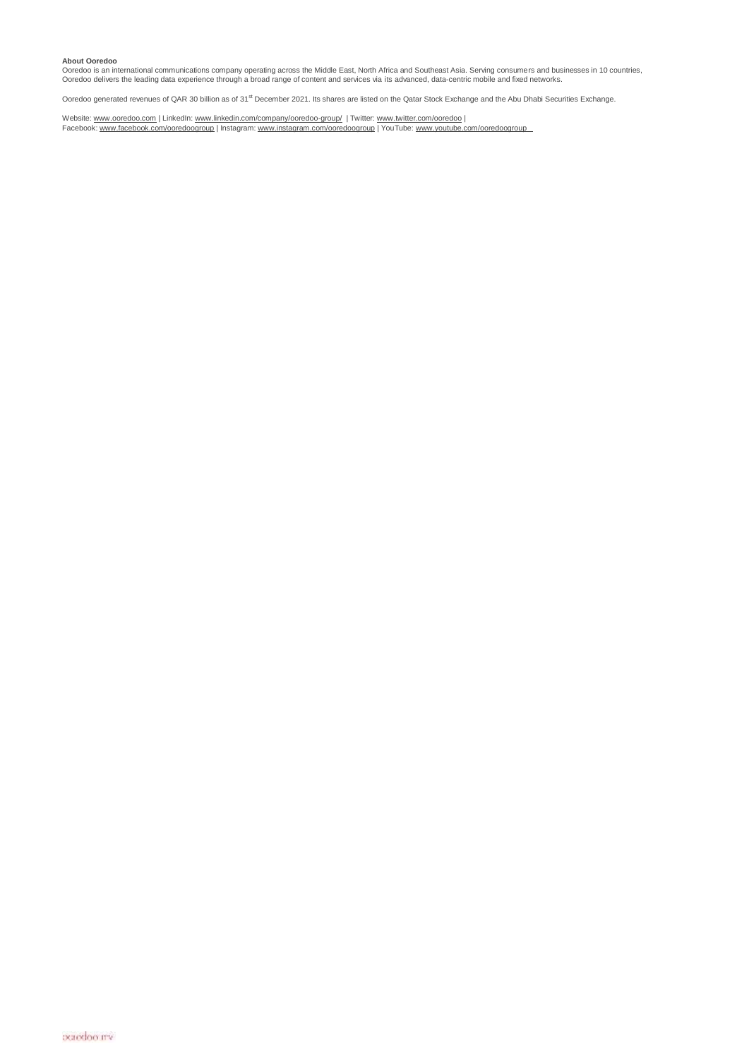**About Ooredoo**

Ooredoo is an international communications company operating across the Middle East, North Africa and Southeast Asia. Serving consumers and businesses in 10 countries, Ooredoo delivers the leading data experience through a broad range of content and services via its advanced, data-centric mobile and fixed networks.

Ooredoo generated revenues of QAR 30 billion as of 31st December 2021. Its shares are listed on the Qatar Stock Exchange and the Abu Dhabi Securities Exchange.

Website: www.ooredoo.com | LinkedIn: www.linkedin.com/company/ooredoo-group/ | Twitter: www.twitter.com/ooredoo |
Facebook: www.facebook.com/ooredoogroup | Instagram: www.instagram.com/ooredoogroup | YouTube: www.youtube.com/ooredoogroup